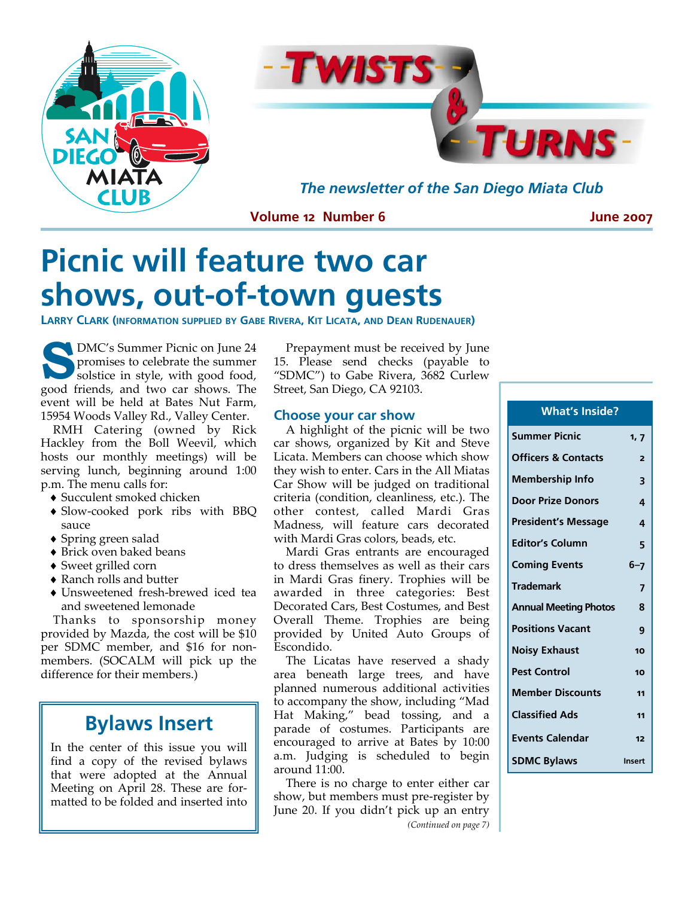# Twists & Turns

*The newsletter of the San Diego Miata Club*

**Volume 12 Number 6** — **June 2007**

# Picnic will feature two car shows, out-of-town guests

LARRY CLARK (INFORMATION SUPPLIED BY GABE RIVERA, KIT LICATA, AND DEAN RUDENAUER)

SDMC's Summer Picnic on June 24 promises to celebrate the summer solstice in style, with good food, good friends, and two car shows. The event will be held at Bates Nut Farm, 15954 Woods Valley Rd., Valley Center.

RMH Catering (owned by Rick Hackley from the Boll Weevil, which hosts our monthly meetings) will be serving lunch, beginning around 1:00 p.m. The menu calls for:

- Succulent smoked chicken
- Slow-cooked pork ribs with BBQ sauce
- Spring green salad
- Brick oven baked beans
- Sweet grilled corn
- Ranch rolls and butter
- Unsweetened fresh-brewed iced tea and sweetened lemonade

Thanks to sponsorship money provided by Mazda, the cost will be $10 per SDMC member, and $16 for non-members. (SOCALM will pick up the difference for their members.)

Prepayment must be received by June 15. Please send checks (payable to "SDMC") to Gabe Rivera, 3682 Curlew Street, San Diego, CA 92103.

## Choose your car show

A highlight of the picnic will be two car shows, organized by Kit and Steve Licata. Members can choose which show they wish to enter. Cars in the All Miatas Car Show will be judged on traditional criteria (condition, cleanliness, etc.). The other contest, called Mardi Gras Madness, will feature cars decorated with Mardi Gras colors, beads, etc.

Mardi Gras entrants are encouraged to dress themselves as well as their cars in Mardi Gras finery. Trophies will be awarded in three categories: Best Decorated Cars, Best Costumes, and Best Overall Theme. Trophies are being provided by United Auto Groups of Escondido.

The Licatas have reserved a shady area beneath large trees, and have planned numerous additional activities to accompany the show, including "Mad Hat Making," bead tossing, and a parade of costumes. Participants are encouraged to arrive at Bates by 10:00 a.m. Judging is scheduled to begin around 11:00.

There is no charge to enter either car show, but members must pre-register by June 20. If you didn't pick up an entry

*(Continued on page 7)*

## Bylaws Insert

In the center of this issue you will find a copy of the revised bylaws that were adopted at the Annual Meeting on April 28. These are formatted to be folded and inserted into

| What's Inside? | |
|---|---|
| Summer Picnic | 1, 7 |
| Officers & Contacts | 2 |
| Membership Info | 3 |
| Door Prize Donors | 4 |
| President's Message | 4 |
| Editor's Column | 5 |
| Coming Events | 6–7 |
| Trademark | 7 |
| Annual Meeting Photos | 8 |
| Positions Vacant | 9 |
| Noisy Exhaust | 10 |
| Pest Control | 10 |
| Member Discounts | 11 |
| Classified Ads | 11 |
| Events Calendar | 12 |
| SDMC Bylaws | Insert |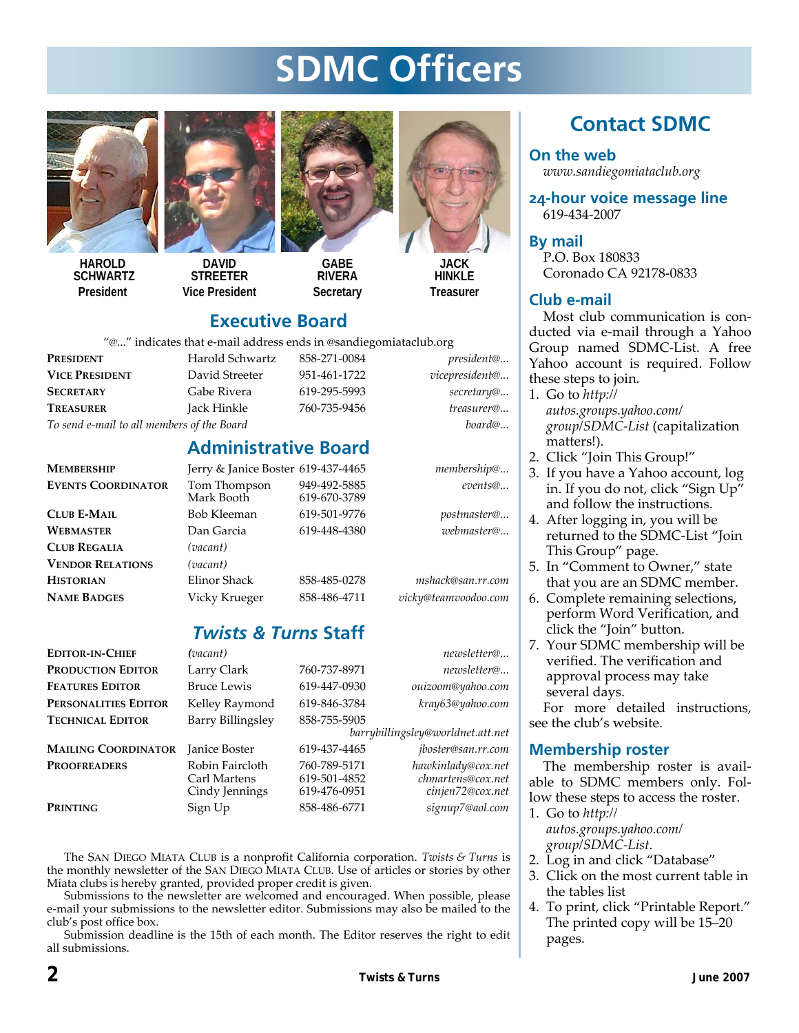# SDMC Officers

**HAROLD SCHWARTZ**
President

**DAVID STREETER**
Vice President

**GABE RIVERA**
Secretary

**JACK HINKLE**
Treasurer

## Executive Board

"@..." indicates that e-mail address ends in @sandiegomiataclub.org

| | | | |
|---|---|---|---|
| **President** | Harold Schwartz | 858-271-0084 | *president@...* |
| **Vice President** | David Streeter | 951-461-1722 | *vicepresident@...* |
| **Secretary** | Gabe Rivera | 619-295-5993 | *secretary@...* |
| **Treasurer** | Jack Hinkle | 760-735-9456 | *treasurer@...* |
| *To send e-mail to all members of the Board* | | | *board@...* |

## Administrative Board

| | | | |
|---|---|---|---|
| **Membership** | Jerry & Janice Boster | 619-437-4465 | *membership@...* |
| **Events Coordinator** | Tom Thompson<br>Mark Booth | 949-492-5885<br>619-670-3789 | *events@...* |
| **Club E-Mail** | Bob Kleeman | 619-501-9776 | *postmaster@...* |
| **Webmaster** | Dan Garcia | 619-448-4380 | *webmaster@...* |
| **Club Regalia** | *(vacant)* | | |
| **Vendor Relations** | *(vacant)* | | |
| **Historian** | Elinor Shack | 858-485-0278 | *mshack@san.rr.com* |
| **Name Badges** | Vicky Krueger | 858-486-4711 | *vicky@teamvoodoo.com* |

## *Twists & Turns* Staff

| | | | |
|---|---|---|---|
| **Editor-in-Chief** | *(vacant)* | | *newsletter@...* |
| **Production Editor** | Larry Clark | 760-737-8971 | *newsletter@...* |
| **Features Editor** | Bruce Lewis | 619-447-0930 | *ouizoom@yahoo.com* |
| **Personalities Editor** | Kelley Raymond | 619-846-3784 | *kray63@yahoo.com* |
| **Technical Editor** | Barry Billingsley | 858-755-5905 | *barrybillingsley@worldnet.att.net* |
| **Mailing Coordinator** | Janice Boster | 619-437-4465 | *jboster@san.rr.com* |
| **Proofreaders** | Robin Faircloth<br>Carl Martens<br>Cindy Jennings | 760-789-5171<br>619-501-4852<br>619-476-0951 | *hawkinlady@cox.net*<br>*chmartens@cox.net*<br>*cinjen72@cox.net* |
| **Printing** | Sign Up | 858-486-6771 | *signup7@aol.com* |

The San Diego Miata Club is a nonprofit California corporation. *Twists & Turns* is the monthly newsletter of the San Diego Miata Club. Use of articles or stories by other Miata clubs is hereby granted, provided proper credit is given.

Submissions to the newsletter are welcomed and encouraged. When possible, please e-mail your submissions to the newsletter editor. Submissions may also be mailed to the club's post office box.

Submission deadline is the 15th of each month. The Editor reserves the right to edit all submissions.

## Contact SDMC

### On the web

*www.sandiegomiataclub.org*

### 24-hour voice message line

619-434-2007

### By mail

P.O. Box 180833
Coronado CA 92178-0833

### Club e-mail

Most club communication is conducted via e-mail through a Yahoo Group named SDMC-List. A free Yahoo account is required. Follow these steps to join.

1. Go to *http://autos.groups.yahoo.com/group/SDMC-List* (capitalization matters!).
2. Click "Join This Group!"
3. If you have a Yahoo account, log in. If you do not, click "Sign Up" and follow the instructions.
4. After logging in, you will be returned to the SDMC-List "Join This Group" page.
5. In "Comment to Owner," state that you are an SDMC member.
6. Complete remaining selections, perform Word Verification, and click the "Join" button.
7. Your SDMC membership will be verified. The verification and approval process may take several days.

For more detailed instructions, see the club's website.

### Membership roster

The membership roster is available to SDMC members only. Follow these steps to access the roster.

1. Go to *http://autos.groups.yahoo.com/group/SDMC-List*.
2. Log in and click "Database"
3. Click on the most current table in the tables list
4. To print, click "Printable Report." The printed copy will be 15–20 pages.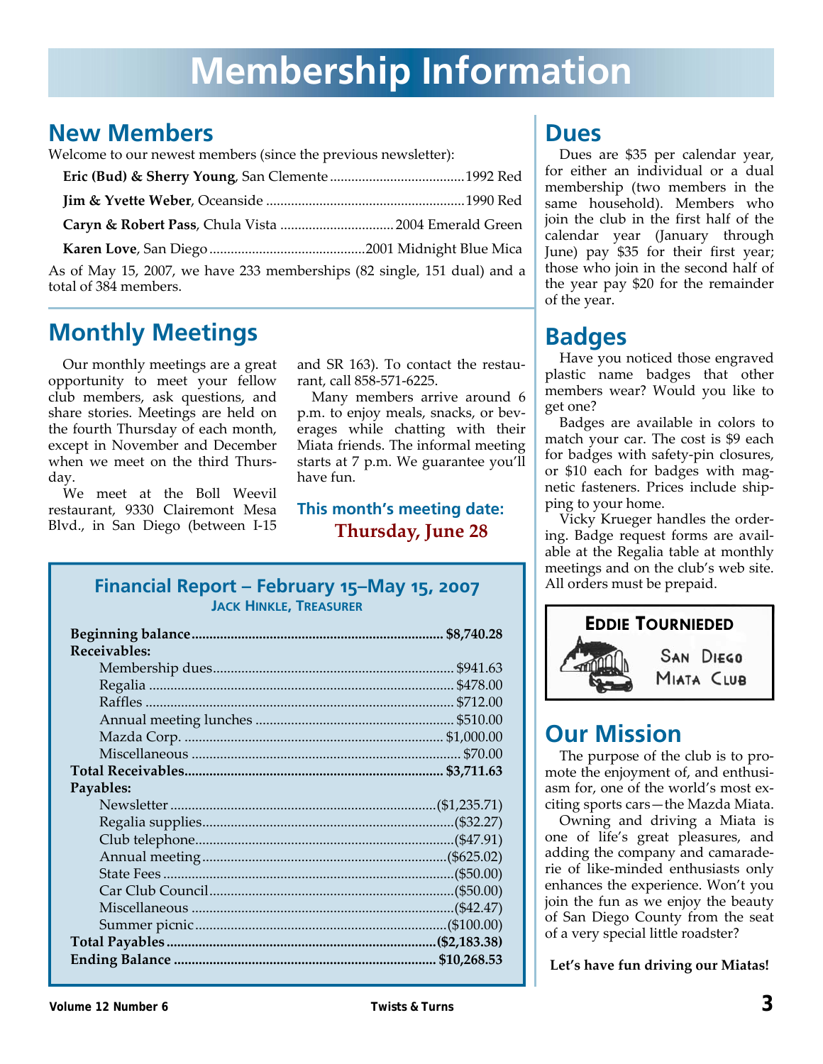# Membership Information

## New Members

Welcome to our newest members (since the previous newsletter):

**Eric (Bud) & Sherry Young**, San Clemente ...................................... 1992 Red

**Jim & Yvette Weber**, Oceanside ........................................................ 1990 Red

**Caryn & Robert Pass**, Chula Vista ................................ 2004 Emerald Green

**Karen Love**, San Diego ............................................ 2001 Midnight Blue Mica

As of May 15, 2007, we have 233 memberships (82 single, 151 dual) and a total of 384 members.

## Monthly Meetings

Our monthly meetings are a great opportunity to meet your fellow club members, ask questions, and share stories. Meetings are held on the fourth Thursday of each month, except in November and December when we meet on the third Thursday.

We meet at the Boll Weevil restaurant, 9330 Clairemont Mesa Blvd., in San Diego (between I-15 and SR 163). To contact the restaurant, call 858-571-6225.

Many members arrive around 6 p.m. to enjoy meals, snacks, or beverages while chatting with their Miata friends. The informal meeting starts at 7 p.m. We guarantee you'll have fun.

**This month's meeting date:**
**Thursday, June 28**

### Financial Report – February 15–May 15, 2007

**Jack Hinkle, Treasurer**

| Item | Amount |
|---|---|
| **Beginning balance** | **$8,740.28** |
| **Receivables:** | |
| Membership dues | $941.63 |
| Regalia | $478.00 |
| Raffles | $712.00 |
| Annual meeting lunches | $510.00 |
| Mazda Corp. | $1,000.00 |
| Miscellaneous | $70.00 |
| **Total Receivables** | **$3,711.63** |
| **Payables:** | |
| Newsletter | ($1,235.71) |
| Regalia supplies | ($32.27) |
| Club telephone | ($47.91) |
| Annual meeting | ($625.02) |
| State Fees | ($50.00) |
| Car Club Council | ($50.00) |
| Miscellaneous | ($42.47) |
| Summer picnic | ($100.00) |
| **Total Payables** | **($2,183.38)** |
| **Ending Balance** | **$10,268.53** |

## Dues

Dues are $35 per calendar year, for either an individual or a dual membership (two members in the same household). Members who join the club in the first half of the calendar year (January through June) pay $35 for their first year; those who join in the second half of the year pay $20 for the remainder of the year.

## Badges

Have you noticed those engraved plastic name badges that other members wear? Would you like to get one?

Badges are available in colors to match your car. The cost is $9 each for badges with safety-pin closures, or $10 each for badges with magnetic fasteners. Prices include shipping to your home.

Vicky Krueger handles the ordering. Badge request forms are available at the Regalia table at monthly meetings and on the club's web site. All orders must be prepaid.

**Eddie Tournieded**
San Diego Miata Club

## Our Mission

The purpose of the club is to promote the enjoyment of, and enthusiasm for, one of the world's most exciting sports cars—the Mazda Miata.

Owning and driving a Miata is one of life's great pleasures, and adding the company and camaraderie of like-minded enthusiasts only enhances the experience. Won't you join the fun as we enjoy the beauty of San Diego County from the seat of a very special little roadster?

**Let's have fun driving our Miatas!**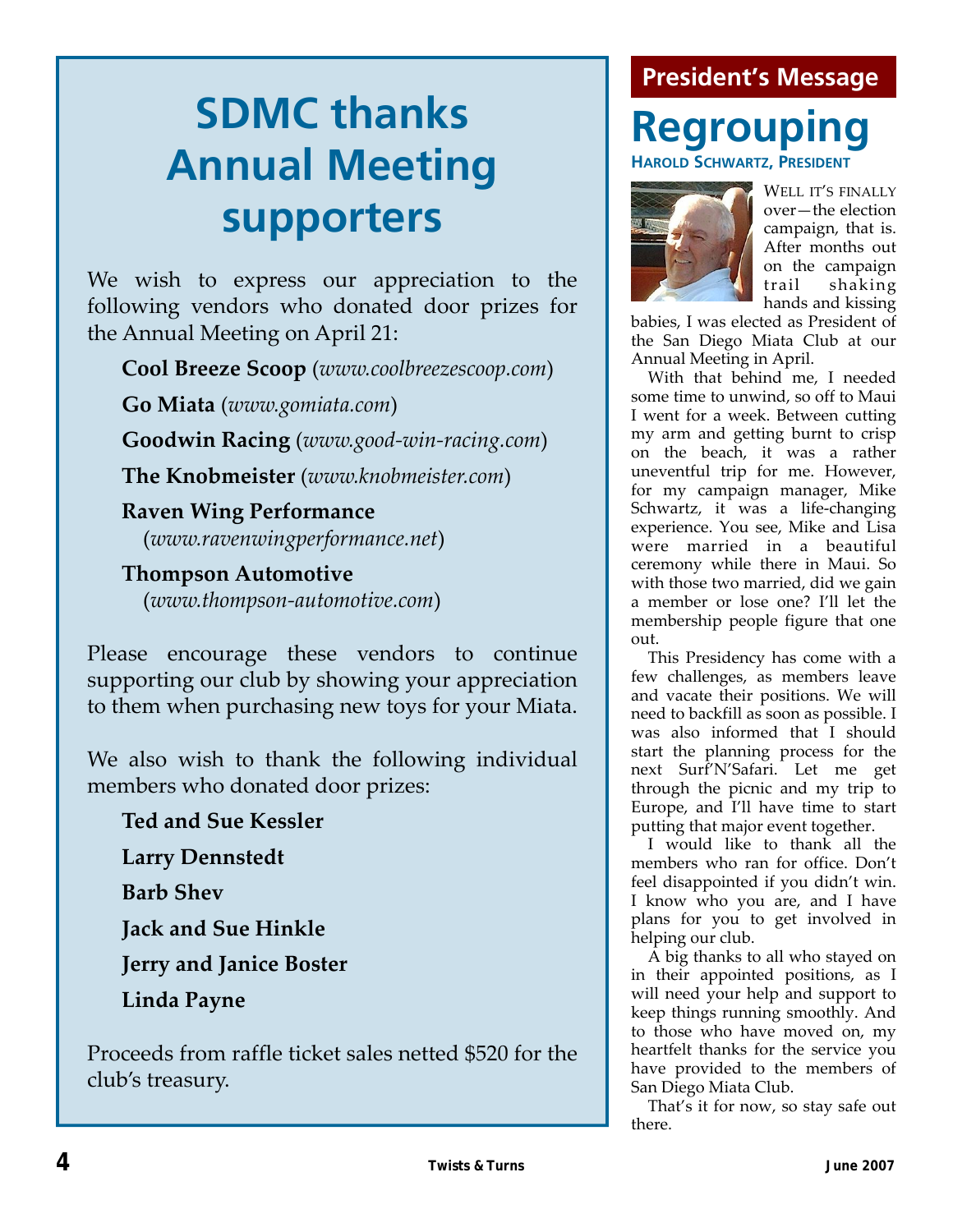# SDMC thanks Annual Meeting supporters

We wish to express our appreciation to the following vendors who donated door prizes for the Annual Meeting on April 21:

**Cool Breeze Scoop** (*www.coolbreezescoop.com*)

**Go Miata** (*www.gomiata.com*)

**Goodwin Racing** (*www.good-win-racing.com*)

**The Knobmeister** (*www.knobmeister.com*)

**Raven Wing Performance** (*www.ravenwingperformance.net*)

**Thompson Automotive** (*www.thompson-automotive.com*)

Please encourage these vendors to continue supporting our club by showing your appreciation to them when purchasing new toys for your Miata.

We also wish to thank the following individual members who donated door prizes:

**Ted and Sue Kessler**

**Larry Dennstedt**

**Barb Shev**

**Jack and Sue Hinkle**

**Jerry and Janice Boster**

**Linda Payne**

Proceeds from raffle ticket sales netted $520 for the club's treasury.

## President's Message

# Regrouping

**Harold Schwartz, President**

Well it's finally over—the election campaign, that is. After months out on the campaign trail shaking hands and kissing babies, I was elected as President of the San Diego Miata Club at our Annual Meeting in April.

With that behind me, I needed some time to unwind, so off to Maui I went for a week. Between cutting my arm and getting burnt to crisp on the beach, it was a rather uneventful trip for me. However, for my campaign manager, Mike Schwartz, it was a life-changing experience. You see, Mike and Lisa were married in a beautiful ceremony while there in Maui. So with those two married, did we gain a member or lose one? I'll let the membership people figure that one out.

This Presidency has come with a few challenges, as members leave and vacate their positions. We will need to backfill as soon as possible. I was also informed that I should start the planning process for the next Surf'N'Safari. Let me get through the picnic and my trip to Europe, and I'll have time to start putting that major event together.

I would like to thank all the members who ran for office. Don't feel disappointed if you didn't win. I know who you are, and I have plans for you to get involved in helping our club.

A big thanks to all who stayed on in their appointed positions, as I will need your help and support to keep things running smoothly. And to those who have moved on, my heartfelt thanks for the service you have provided to the members of San Diego Miata Club.

That's it for now, so stay safe out there.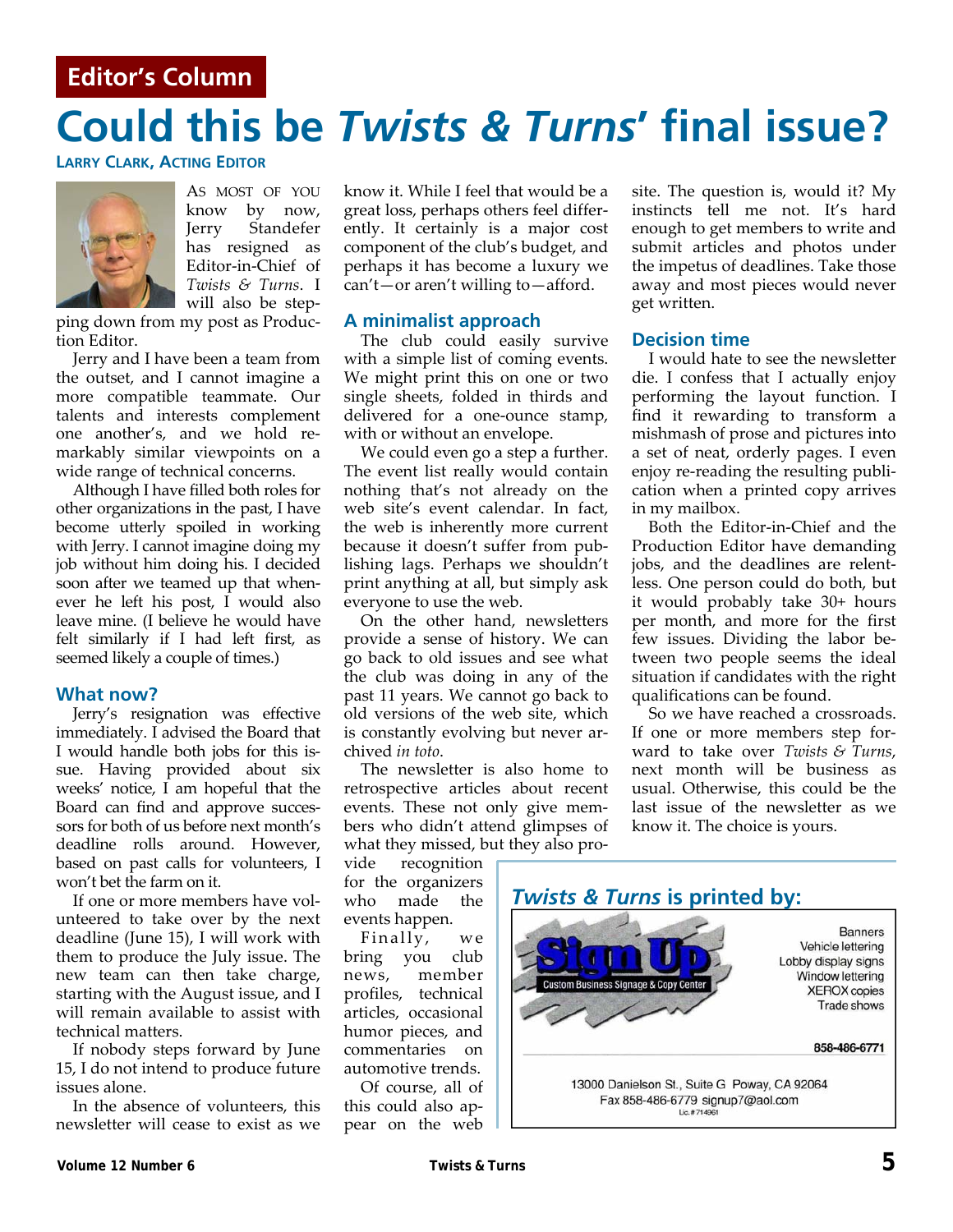## Editor's Column

# Could this be *Twists & Turns*' final issue?

**Larry Clark, Acting Editor**

As most of you know by now, Jerry Standefer has resigned as Editor-in-Chief of *Twists & Turns*. I will also be stepping down from my post as Production Editor.

Jerry and I have been a team from the outset, and I cannot imagine a more compatible teammate. Our talents and interests complement one another's, and we hold remarkably similar viewpoints on a wide range of technical concerns.

Although I have filled both roles for other organizations in the past, I have become utterly spoiled in working with Jerry. I cannot imagine doing my job without him doing his. I decided soon after we teamed up that whenever he left his post, I would also leave mine. (I believe he would have felt similarly if I had left first, as seemed likely a couple of times.)

### What now?

Jerry's resignation was effective immediately. I advised the Board that I would handle both jobs for this issue. Having provided about six weeks' notice, I am hopeful that the Board can find and approve successors for both of us before next month's deadline rolls around. However, based on past calls for volunteers, I won't bet the farm on it.

If one or more members have volunteered to take over by the next deadline (June 15), I will work with them to produce the July issue. The new team can then take charge, starting with the August issue, and I will remain available to assist with technical matters.

If nobody steps forward by June 15, I do not intend to produce future issues alone.

In the absence of volunteers, this newsletter will cease to exist as we know it. While I feel that would be a great loss, perhaps others feel differently. It certainly is a major cost component of the club's budget, and perhaps it has become a luxury we can't—or aren't willing to—afford.

### A minimalist approach

The club could easily survive with a simple list of coming events. We might print this on one or two single sheets, folded in thirds and delivered for a one-ounce stamp, with or without an envelope.

We could even go a step a further. The event list really would contain nothing that's not already on the web site's event calendar. In fact, the web is inherently more current because it doesn't suffer from publishing lags. Perhaps we shouldn't print anything at all, but simply ask everyone to use the web.

On the other hand, newsletters provide a sense of history. We can go back to old issues and see what the club was doing in any of the past 11 years. We cannot go back to old versions of the web site, which is constantly evolving but never archived *in toto*.

The newsletter is also home to retrospective articles about recent events. These not only give members who didn't attend glimpses of what they missed, but they also provide recognition for the organizers who made the events happen.

Finally, we bring you club news, member profiles, technical articles, occasional humor pieces, and commentaries on automotive trends.

Of course, all of this could also appear on the web site. The question is, would it? My instincts tell me not. It's hard enough to get members to write and submit articles and photos under the impetus of deadlines. Take those away and most pieces would never get written.

### Decision time

I would hate to see the newsletter die. I confess that I actually enjoy performing the layout function. I find it rewarding to transform a mishmash of prose and pictures into a set of neat, orderly pages. I even enjoy re-reading the resulting publication when a printed copy arrives in my mailbox.

Both the Editor-in-Chief and the Production Editor have demanding jobs, and the deadlines are relentless. One person could do both, but it would probably take 30+ hours per month, and more for the first few issues. Dividing the labor between two people seems the ideal situation if candidates with the right qualifications can be found.

So we have reached a crossroads. If one or more members step forward to take over *Twists & Turns*, next month will be business as usual. Otherwise, this could be the last issue of the newsletter as we know it. The choice is yours.

---

### *Twists & Turns* is printed by:

**Sign Up** — Custom Business Signage & Copy Center

Banners
Vehicle lettering
Lobby display signs
Window lettering
XEROX copies
Trade shows

858-486-6771

13000 Danielson St., Suite G Poway, CA 92064
Fax 858-486-6779 signup7@aol.com
Lic.# 714961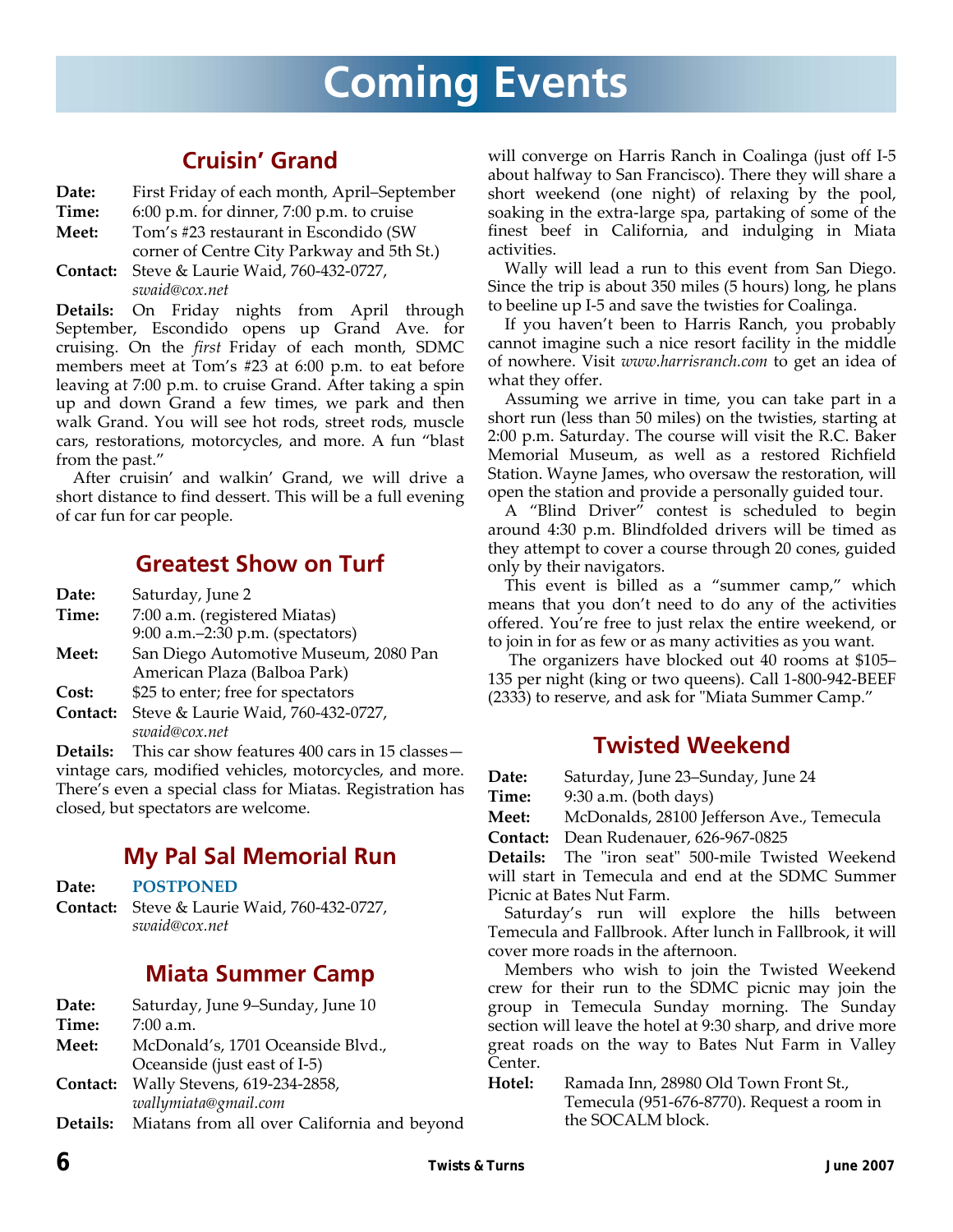# Coming Events

## Cruisin' Grand

**Date:** First Friday of each month, April–September
**Time:** 6:00 p.m. for dinner, 7:00 p.m. to cruise
**Meet:** Tom's #23 restaurant in Escondido (SW corner of Centre City Parkway and 5th St.)
**Contact:** Steve & Laurie Waid, 760-432-0727, *swaid@cox.net*

**Details:** On Friday nights from April through September, Escondido opens up Grand Ave. for cruising. On the *first* Friday of each month, SDMC members meet at Tom's #23 at 6:00 p.m. to eat before leaving at 7:00 p.m. to cruise Grand. After taking a spin up and down Grand a few times, we park and then walk Grand. You will see hot rods, street rods, muscle cars, restorations, motorcycles, and more. A fun "blast from the past."

After cruisin' and walkin' Grand, we will drive a short distance to find dessert. This will be a full evening of car fun for car people.

## Greatest Show on Turf

**Date:** Saturday, June 2
**Time:** 7:00 a.m. (registered Miatas)
9:00 a.m.–2:30 p.m. (spectators)
**Meet:** San Diego Automotive Museum, 2080 Pan American Plaza (Balboa Park)
**Cost:** $25 to enter; free for spectators
**Contact:** Steve & Laurie Waid, 760-432-0727, *swaid@cox.net*

**Details:** This car show features 400 cars in 15 classes—vintage cars, modified vehicles, motorcycles, and more. There's even a special class for Miatas. Registration has closed, but spectators are welcome.

## My Pal Sal Memorial Run

**Date:** **POSTPONED**
**Contact:** Steve & Laurie Waid, 760-432-0727, *swaid@cox.net*

## Miata Summer Camp

**Date:** Saturday, June 9–Sunday, June 10
**Time:** 7:00 a.m.
**Meet:** McDonald's, 1701 Oceanside Blvd., Oceanside (just east of I-5)
**Contact:** Wally Stevens, 619-234-2858, *wallymiata@gmail.com*

**Details:** Miatans from all over California and beyond will converge on Harris Ranch in Coalinga (just off I-5 about halfway to San Francisco). There they will share a short weekend (one night) of relaxing by the pool, soaking in the extra-large spa, partaking of some of the finest beef in California, and indulging in Miata activities.

Wally will lead a run to this event from San Diego. Since the trip is about 350 miles (5 hours) long, he plans to beeline up I-5 and save the twisties for Coalinga.

If you haven't been to Harris Ranch, you probably cannot imagine such a nice resort facility in the middle of nowhere. Visit *www.harrisranch.com* to get an idea of what they offer.

Assuming we arrive in time, you can take part in a short run (less than 50 miles) on the twisties, starting at 2:00 p.m. Saturday. The course will visit the R.C. Baker Memorial Museum, as well as a restored Richfield Station. Wayne James, who oversaw the restoration, will open the station and provide a personally guided tour.

A "Blind Driver" contest is scheduled to begin around 4:30 p.m. Blindfolded drivers will be timed as they attempt to cover a course through 20 cones, guided only by their navigators.

This event is billed as a "summer camp," which means that you don't need to do any of the activities offered. You're free to just relax the entire weekend, or to join in for as few or as many activities as you want.

The organizers have blocked out 40 rooms at $105–135 per night (king or two queens). Call 1-800-942-BEEF (2333) to reserve, and ask for "Miata Summer Camp."

## Twisted Weekend

**Date:** Saturday, June 23–Sunday, June 24
**Time:** 9:30 a.m. (both days)
**Meet:** McDonalds, 28100 Jefferson Ave., Temecula
**Contact:** Dean Rudenauer, 626-967-0825

**Details:** The "iron seat" 500-mile Twisted Weekend will start in Temecula and end at the SDMC Summer Picnic at Bates Nut Farm.

Saturday's run will explore the hills between Temecula and Fallbrook. After lunch in Fallbrook, it will cover more roads in the afternoon.

Members who wish to join the Twisted Weekend crew for their run to the SDMC picnic may join the group in Temecula Sunday morning. The Sunday section will leave the hotel at 9:30 sharp, and drive more great roads on the way to Bates Nut Farm in Valley Center.

**Hotel:** Ramada Inn, 28980 Old Town Front St., Temecula (951-676-8770). Request a room in the SOCALM block.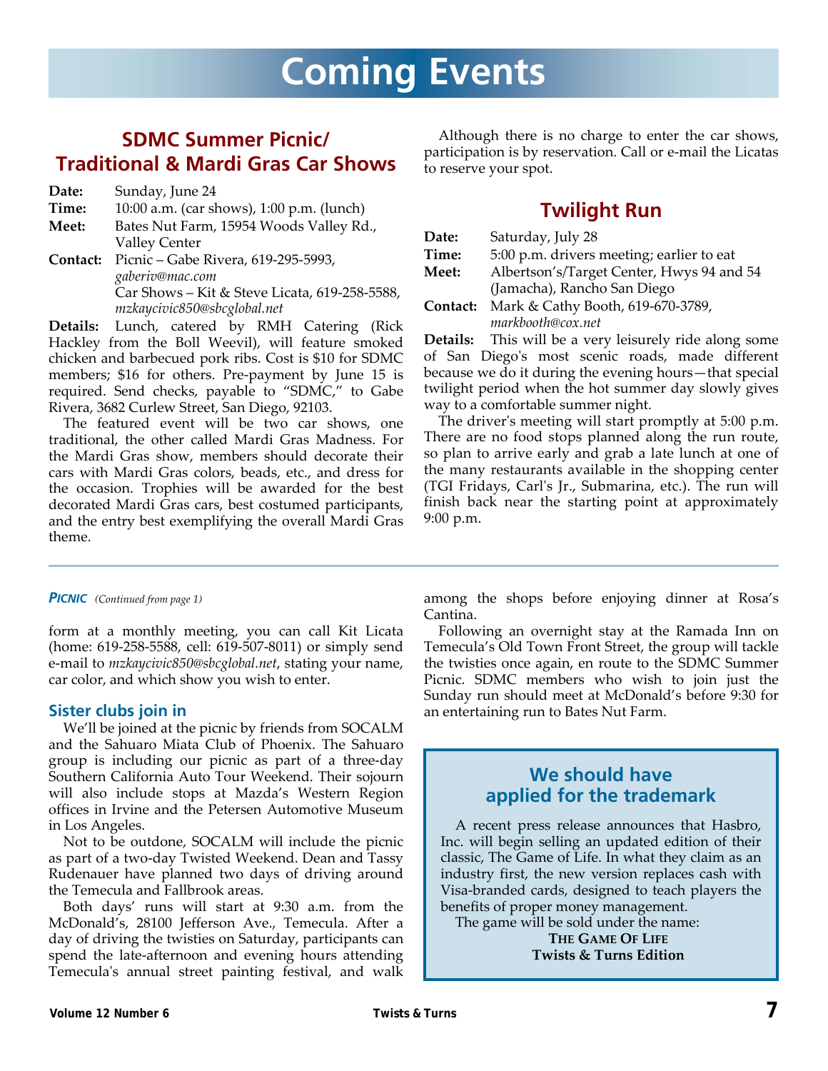# Coming Events

## SDMC Summer Picnic/ Traditional & Mardi Gras Car Shows

**Date:** Sunday, June 24
**Time:** 10:00 a.m. (car shows), 1:00 p.m. (lunch)
**Meet:** Bates Nut Farm, 15954 Woods Valley Rd., Valley Center
**Contact:** Picnic – Gabe Rivera, 619-295-5993, *gaberiv@mac.com*
Car Shows – Kit & Steve Licata, 619-258-5588, *mzkaycivic850@sbcglobal.net*

**Details:** Lunch, catered by RMH Catering (Rick Hackley from the Boll Weevil), will feature smoked chicken and barbecued pork ribs. Cost is $10 for SDMC members; $16 for others. Pre-payment by June 15 is required. Send checks, payable to "SDMC," to Gabe Rivera, 3682 Curlew Street, San Diego, 92103.

The featured event will be two car shows, one traditional, the other called Mardi Gras Madness. For the Mardi Gras show, members should decorate their cars with Mardi Gras colors, beads, etc., and dress for the occasion. Trophies will be awarded for the best decorated Mardi Gras cars, best costumed participants, and the entry best exemplifying the overall Mardi Gras theme.

Although there is no charge to enter the car shows, participation is by reservation. Call or e-mail the Licatas to reserve your spot.

## Twilight Run

**Date:** Saturday, July 28
**Time:** 5:00 p.m. drivers meeting; earlier to eat
**Meet:** Albertson's/Target Center, Hwys 94 and 54 (Jamacha), Rancho San Diego
**Contact:** Mark & Cathy Booth, 619-670-3789, *markbooth@cox.net*

**Details:** This will be a very leisurely ride along some of San Diego's most scenic roads, made different because we do it during the evening hours—that special twilight period when the hot summer day slowly gives way to a comfortable summer night.

The driver's meeting will start promptly at 5:00 p.m. There are no food stops planned along the run route, so plan to arrive early and grab a late lunch at one of the many restaurants available in the shopping center (TGI Fridays, Carl's Jr., Submarina, etc.). The run will finish back near the starting point at approximately 9:00 p.m.

---

***PICNIC*** *(Continued from page 1)*

form at a monthly meeting, you can call Kit Licata (home: 619-258-5588, cell: 619-507-8011) or simply send e-mail to *mzkaycivic850@sbcglobal.net*, stating your name, car color, and which show you wish to enter.

### Sister clubs join in

We'll be joined at the picnic by friends from SOCALM and the Sahuaro Miata Club of Phoenix. The Sahuaro group is including our picnic as part of a three-day Southern California Auto Tour Weekend. Their sojourn will also include stops at Mazda's Western Region offices in Irvine and the Petersen Automotive Museum in Los Angeles.

Not to be outdone, SOCALM will include the picnic as part of a two-day Twisted Weekend. Dean and Tassy Rudenauer have planned two days of driving around the Temecula and Fallbrook areas.

Both days' runs will start at 9:30 a.m. from the McDonald's, 28100 Jefferson Ave., Temecula. After a day of driving the twisties on Saturday, participants can spend the late-afternoon and evening hours attending Temecula's annual street painting festival, and walk among the shops before enjoying dinner at Rosa's Cantina.

Following an overnight stay at the Ramada Inn on Temecula's Old Town Front Street, the group will tackle the twisties once again, en route to the SDMC Summer Picnic. SDMC members who wish to join just the Sunday run should meet at McDonald's before 9:30 for an entertaining run to Bates Nut Farm.

## We should have applied for the trademark

A recent press release announces that Hasbro, Inc. will begin selling an updated edition of their classic, The Game of Life. In what they claim as an industry first, the new version replaces cash with Visa-branded cards, designed to teach players the benefits of proper money management.

The game will be sold under the name:

**THE GAME OF LIFE**
**Twists & Turns Edition**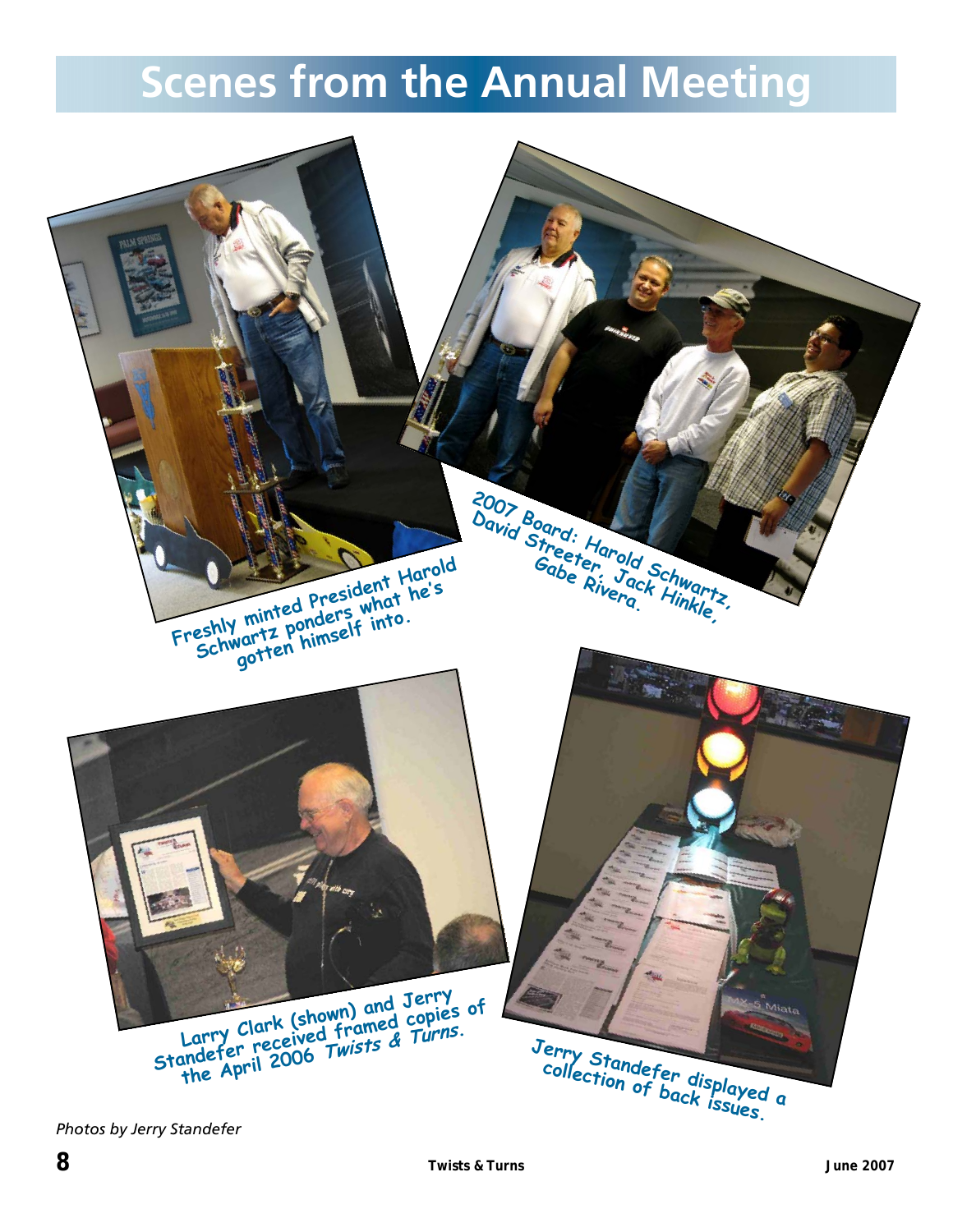# Scenes from the Annual Meeting

Freshly minted President Harold Schwartz ponders what he's gotten himself into.

2007 Board: Harold Schwartz, David Streeter, Jack Hinkle, Gabe Rivera.

Larry Clark (shown) and Jerry Standefer received framed copies of the April 2006 *Twists & Turns*.

Jerry Standefer displayed a collection of back issues.

*Photos by Jerry Standefer*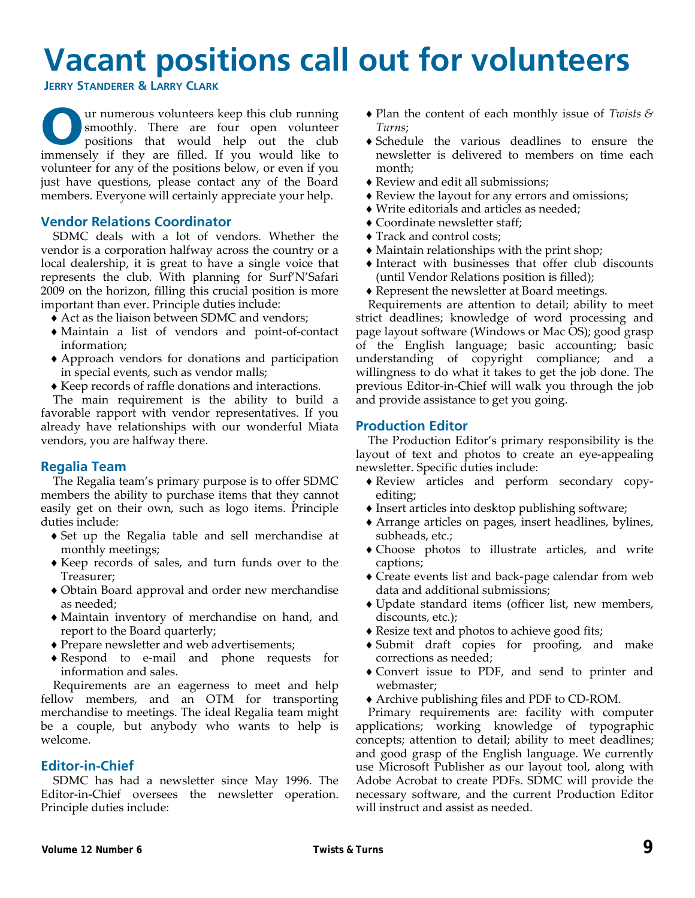# Vacant positions call out for volunteers

**Jerry Standerer & Larry Clark**

Our numerous volunteers keep this club running smoothly. There are four open volunteer positions that would help out the club immensely if they are filled. If you would like to volunteer for any of the positions below, or even if you just have questions, please contact any of the Board members. Everyone will certainly appreciate your help.

## Vendor Relations Coordinator

SDMC deals with a lot of vendors. Whether the vendor is a corporation halfway across the country or a local dealership, it is great to have a single voice that represents the club. With planning for Surf'N'Safari 2009 on the horizon, filling this crucial position is more important than ever. Principle duties include:

- ♦ Act as the liaison between SDMC and vendors;
- ♦ Maintain a list of vendors and point-of-contact information;
- ♦ Approach vendors for donations and participation in special events, such as vendor malls;
- ♦ Keep records of raffle donations and interactions.

The main requirement is the ability to build a favorable rapport with vendor representatives. If you already have relationships with our wonderful Miata vendors, you are halfway there.

## Regalia Team

The Regalia team's primary purpose is to offer SDMC members the ability to purchase items that they cannot easily get on their own, such as logo items. Principle duties include:

- ♦ Set up the Regalia table and sell merchandise at monthly meetings;
- ♦ Keep records of sales, and turn funds over to the Treasurer;
- ♦ Obtain Board approval and order new merchandise as needed;
- ♦ Maintain inventory of merchandise on hand, and report to the Board quarterly;
- ♦ Prepare newsletter and web advertisements;
- ♦ Respond to e-mail and phone requests for information and sales.

Requirements are an eagerness to meet and help fellow members, and an OTM for transporting merchandise to meetings. The ideal Regalia team might be a couple, but anybody who wants to help is welcome.

## Editor-in-Chief

SDMC has had a newsletter since May 1996. The Editor-in-Chief oversees the newsletter operation. Principle duties include:

- ♦ Plan the content of each monthly issue of *Twists & Turns*;
- ♦ Schedule the various deadlines to ensure the newsletter is delivered to members on time each month;
- ♦ Review and edit all submissions;
- ♦ Review the layout for any errors and omissions;
- ♦ Write editorials and articles as needed;
- ♦ Coordinate newsletter staff;
- ♦ Track and control costs;
- ♦ Maintain relationships with the print shop;
- ♦ Interact with businesses that offer club discounts (until Vendor Relations position is filled);
- ♦ Represent the newsletter at Board meetings.

Requirements are attention to detail; ability to meet strict deadlines; knowledge of word processing and page layout software (Windows or Mac OS); good grasp of the English language; basic accounting; basic understanding of copyright compliance; and a willingness to do what it takes to get the job done. The previous Editor-in-Chief will walk you through the job and provide assistance to get you going.

## Production Editor

The Production Editor's primary responsibility is the layout of text and photos to create an eye-appealing newsletter. Specific duties include:

- ♦ Review articles and perform secondary copy-editing;
- ♦ Insert articles into desktop publishing software;
- ♦ Arrange articles on pages, insert headlines, bylines, subheads, etc.;
- ♦ Choose photos to illustrate articles, and write captions;
- ♦ Create events list and back-page calendar from web data and additional submissions;
- ♦ Update standard items (officer list, new members, discounts, etc.);
- ♦ Resize text and photos to achieve good fits;
- ♦ Submit draft copies for proofing, and make corrections as needed;
- ♦ Convert issue to PDF, and send to printer and webmaster;
- ♦ Archive publishing files and PDF to CD-ROM.

Primary requirements are: facility with computer applications; working knowledge of typographic concepts; attention to detail; ability to meet deadlines; and good grasp of the English language. We currently use Microsoft Publisher as our layout tool, along with Adobe Acrobat to create PDFs. SDMC will provide the necessary software, and the current Production Editor will instruct and assist as needed.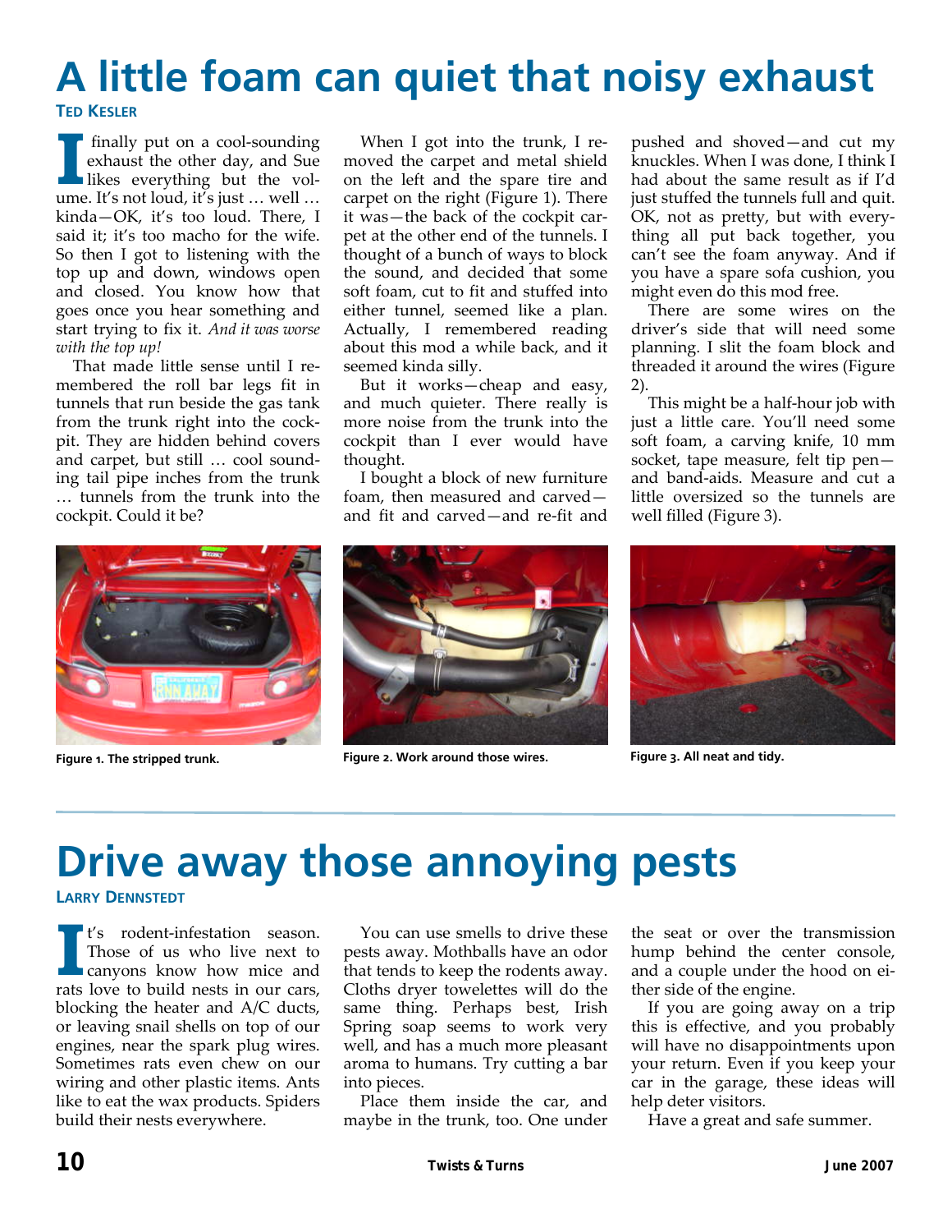# A little foam can quiet that noisy exhaust

**Ted Kesler**

I finally put on a cool-sounding exhaust the other day, and Sue likes everything but the volume. It's not loud, it's just … well … kinda—OK, it's too loud. There, I said it; it's too macho for the wife. So then I got to listening with the top up and down, windows open and closed. You know how that goes once you hear something and start trying to fix it. *And it was worse with the top up!*

That made little sense until I remembered the roll bar legs fit in tunnels that run beside the gas tank from the trunk right into the cockpit. They are hidden behind covers and carpet, but still … cool sounding tail pipe inches from the trunk … tunnels from the trunk into the cockpit. Could it be?

When I got into the trunk, I removed the carpet and metal shield on the left and the spare tire and carpet on the right (Figure 1). There it was—the back of the cockpit carpet at the other end of the tunnels. I thought of a bunch of ways to block the sound, and decided that some soft foam, cut to fit and stuffed into either tunnel, seemed like a plan. Actually, I remembered reading about this mod a while back, and it seemed kinda silly.

But it works—cheap and easy, and much quieter. There really is more noise from the trunk into the cockpit than I ever would have thought.

I bought a block of new furniture foam, then measured and carved—and fit and carved—and re-fit and pushed and shoved—and cut my knuckles. When I was done, I think I had about the same result as if I'd just stuffed the tunnels full and quit. OK, not as pretty, but with everything all put back together, you can't see the foam anyway. And if you have a spare sofa cushion, you might even do this mod free.

There are some wires on the driver's side that will need some planning. I slit the foam block and threaded it around the wires (Figure 2).

This might be a half-hour job with just a little care. You'll need some soft foam, a carving knife, 10 mm socket, tape measure, felt tip pen—and band-aids. Measure and cut a little oversized so the tunnels are well filled (Figure 3).

**Figure 1. The stripped trunk.**

**Figure 2. Work around those wires.**

**Figure 3. All neat and tidy.**

# Drive away those annoying pests

**Larry Dennstedt**

It's rodent-infestation season. Those of us who live next to canyons know how mice and rats love to build nests in our cars, blocking the heater and A/C ducts, or leaving snail shells on top of our engines, near the spark plug wires. Sometimes rats even chew on our wiring and other plastic items. Ants like to eat the wax products. Spiders build their nests everywhere.

You can use smells to drive these pests away. Mothballs have an odor that tends to keep the rodents away. Cloths dryer towelettes will do the same thing. Perhaps best, Irish Spring soap seems to work very well, and has a much more pleasant aroma to humans. Try cutting a bar into pieces.

Place them inside the car, and maybe in the trunk, too. One under the seat or over the transmission hump behind the center console, and a couple under the hood on either side of the engine.

If you are going away on a trip this is effective, and you probably will have no disappointments upon your return. Even if you keep your car in the garage, these ideas will help deter visitors.

Have a great and safe summer.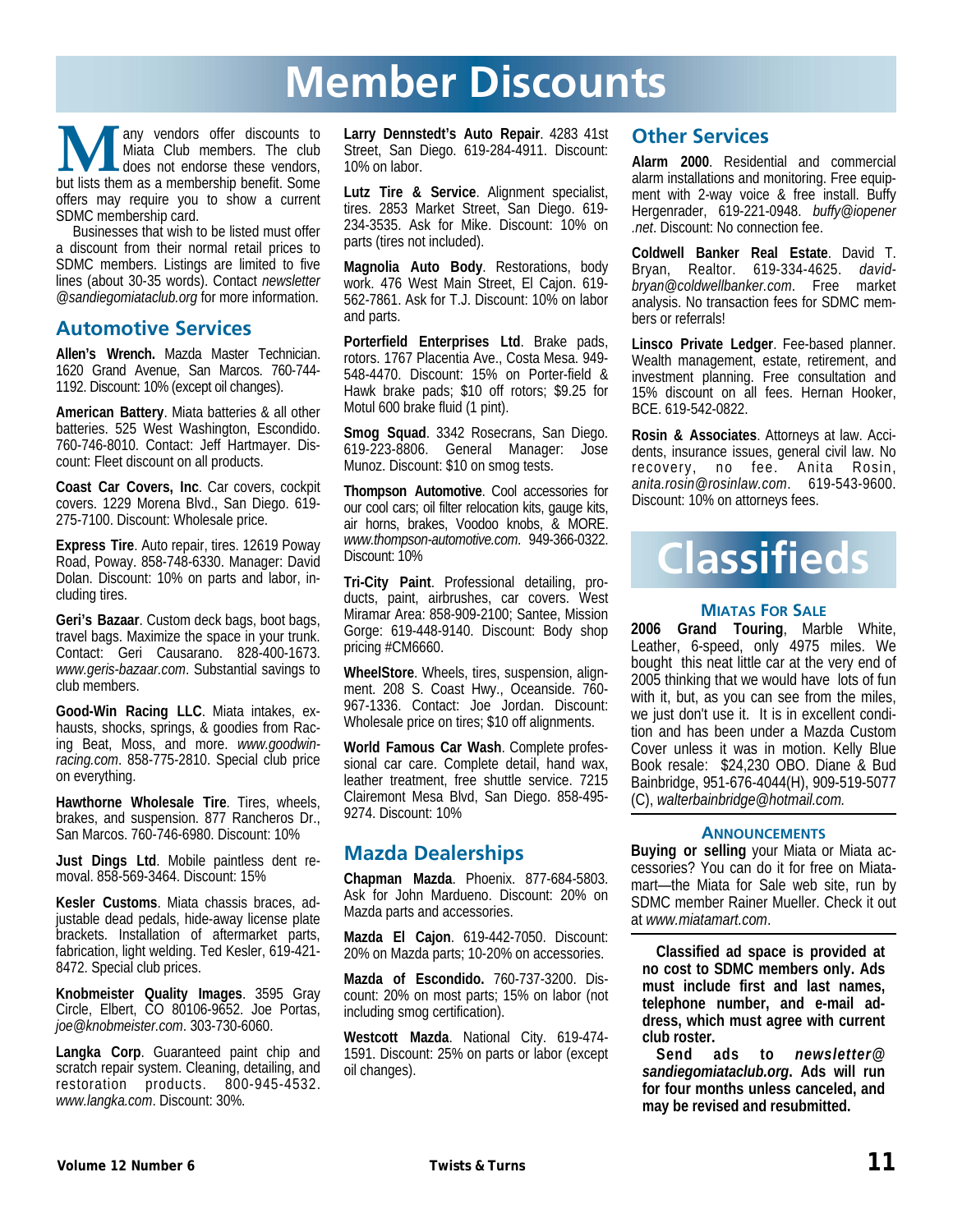# Member Discounts

Many vendors offer discounts to Miata Club members. The club does not endorse these vendors, but lists them as a membership benefit. Some offers may require you to show a current SDMC membership card.

Businesses that wish to be listed must offer a discount from their normal retail prices to SDMC members. Listings are limited to five lines (about 30-35 words). Contact *newsletter @sandiegomiataclub.org* for more information.

## Automotive Services

**Allen's Wrench.** Mazda Master Technician. 1620 Grand Avenue, San Marcos. 760-744-1192. Discount: 10% (except oil changes).

**American Battery**. Miata batteries & all other batteries. 525 West Washington, Escondido. 760-746-8010. Contact: Jeff Hartmayer. Discount: Fleet discount on all products.

**Coast Car Covers, Inc**. Car covers, cockpit covers. 1229 Morena Blvd., San Diego. 619-275-7100. Discount: Wholesale price.

**Express Tire**. Auto repair, tires. 12619 Poway Road, Poway. 858-748-6330. Manager: David Dolan. Discount: 10% on parts and labor, including tires.

**Geri's Bazaar**. Custom deck bags, boot bags, travel bags. Maximize the space in your trunk. Contact: Geri Causarano. 828-400-1673. *www.geris-bazaar.com*. Substantial savings to club members.

**Good-Win Racing LLC**. Miata intakes, exhausts, shocks, springs, & goodies from Racing Beat, Moss, and more. *www.goodwin-racing.com*. 858-775-2810. Special club price on everything.

**Hawthorne Wholesale Tire**. Tires, wheels, brakes, and suspension. 877 Rancheros Dr., San Marcos. 760-746-6980. Discount: 10%

**Just Dings Ltd**. Mobile paintless dent removal. 858-569-3464. Discount: 15%

**Kesler Customs**. Miata chassis braces, adjustable dead pedals, hide-away license plate brackets. Installation of aftermarket parts, fabrication, light welding. Ted Kesler, 619-421-8472. Special club prices.

**Knobmeister Quality Images**. 3595 Gray Circle, Elbert, CO 80106-9652. Joe Portas, *joe@knobmeister.com*. 303-730-6060.

**Langka Corp**. Guaranteed paint chip and scratch repair system. Cleaning, detailing, and restoration products. 800-945-4532. *www.langka.com*. Discount: 30%.

**Larry Dennstedt's Auto Repair**. 4283 41st Street, San Diego. 619-284-4911. Discount: 10% on labor.

**Lutz Tire & Service**. Alignment specialist, tires. 2853 Market Street, San Diego. 619-234-3535. Ask for Mike. Discount: 10% on parts (tires not included).

**Magnolia Auto Body**. Restorations, body work. 476 West Main Street, El Cajon. 619-562-7861. Ask for T.J. Discount: 10% on labor and parts.

**Porterfield Enterprises Ltd**. Brake pads, rotors. 1767 Placentia Ave., Costa Mesa. 949-548-4470. Discount: 15% on Porter-field & Hawk brake pads; $10 off rotors; $9.25 for Motul 600 brake fluid (1 pint).

**Smog Squad**. 3342 Rosecrans, San Diego. 619-223-8806. General Manager: Jose Munoz. Discount: $10 on smog tests.

**Thompson Automotive**. Cool accessories for our cool cars; oil filter relocation kits, gauge kits, air horns, brakes, Voodoo knobs, & MORE. *www.thompson-automotive.com*. 949-366-0322. Discount: 10%

**Tri-City Paint**. Professional detailing, products, paint, airbrushes, car covers. West Miramar Area: 858-909-2100; Santee, Mission Gorge: 619-448-9140. Discount: Body shop pricing #CM6660.

**WheelStore**. Wheels, tires, suspension, alignment. 208 S. Coast Hwy., Oceanside. 760-967-1336. Contact: Joe Jordan. Discount: Wholesale price on tires; $10 off alignments.

**World Famous Car Wash**. Complete professional car care. Complete detail, hand wax, leather treatment, free shuttle service. 7215 Clairemont Mesa Blvd, San Diego. 858-495-9274. Discount: 10%

## Mazda Dealerships

**Chapman Mazda**. Phoenix. 877-684-5803. Ask for John Mardueno. Discount: 20% on Mazda parts and accessories.

**Mazda El Cajon**. 619-442-7050. Discount: 20% on Mazda parts; 10-20% on accessories.

**Mazda of Escondido.** 760-737-3200. Discount: 20% on most parts; 15% on labor (not including smog certification).

**Westcott Mazda**. National City. 619-474-1591. Discount: 25% on parts or labor (except oil changes).

## Other Services

**Alarm 2000**. Residential and commercial alarm installations and monitoring. Free equipment with 2-way voice & free install. Buffy Hergenrader, 619-221-0948. *buffy@iopener .net*. Discount: No connection fee.

**Coldwell Banker Real Estate**. David T. Bryan, Realtor. 619-334-4625. *david-bryan@coldwellbanker.com*. Free market analysis. No transaction fees for SDMC members or referrals!

**Linsco Private Ledger**. Fee-based planner. Wealth management, estate, retirement, and investment planning. Free consultation and 15% discount on all fees. Hernan Hooker, BCE. 619-542-0822.

**Rosin & Associates**. Attorneys at law. Accidents, insurance issues, general civil law. No recovery, no fee. Anita Rosin, *anita.rosin@rosinlaw.com*. 619-543-9600. Discount: 10% on attorneys fees.

# Classifieds

### Miatas For Sale

**2006 Grand Touring**, Marble White, Leather, 6-speed, only 4975 miles. We bought this neat little car at the very end of 2005 thinking that we would have lots of fun with it, but, as you can see from the miles, we just don't use it. It is in excellent condition and has been under a Mazda Custom Cover unless it was in motion. Kelly Blue Book resale: $24,230 OBO. Diane & Bud Bainbridge, 951-676-4044(H), 909-519-5077 (C), *walterbainbridge@hotmail.com.*

### Announcements

**Buying or selling** your Miata or Miata accessories? You can do it for free on Miatamart—the Miata for Sale web site, run by SDMC member Rainer Mueller. Check it out at *www.miatamart.com*.

**Classified ad space is provided at no cost to SDMC members only. Ads must include first and last names, telephone number, and e-mail address, which must agree with current club roster.**

**Send ads to *newsletter@ sandiegomiataclub.org*. Ads will run for four months unless canceled, and may be revised and resubmitted.**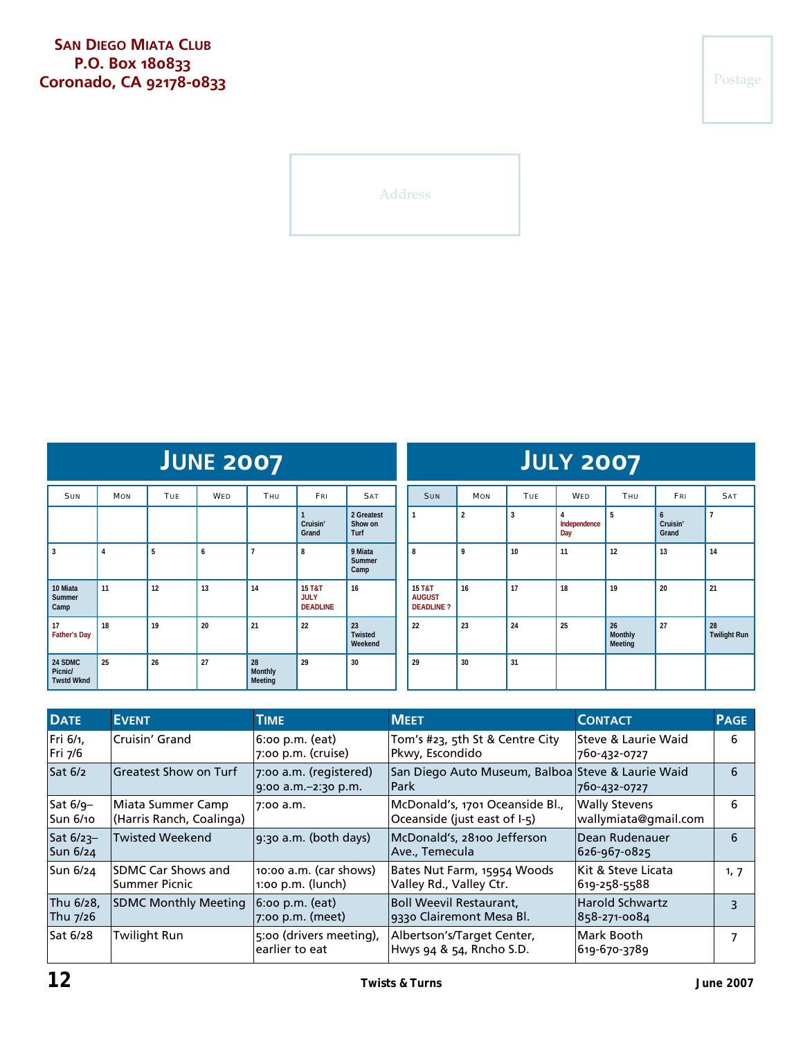**San Diego Miata Club**
**P.O. Box 180833**
**Coronado, CA 92178-0833**

Postage

Address

# June 2007

| Sun | Mon | Tue | Wed | Thu | Fri | Sat |
|---|---|---|---|---|---|---|
| | | | | | 1 Cruisin' Grand | 2 Greatest Show on Turf |
| 3 | 4 | 5 | 6 | 7 | 8 | 9 Miata Summer Camp |
| 10 Miata Summer Camp | 11 | 12 | 13 | 14 | 15 T&T JULY DEADLINE | 16 |
| 17 Father's Day | 18 | 19 | 20 | 21 | 22 | 23 Twisted Weekend |
| 24 SDMC Picnic/ Twstd Wknd | 25 | 26 | 27 | 28 Monthly Meeting | 29 | 30 |

# July 2007

| Sun | Mon | Tue | Wed | Thu | Fri | Sat |
|---|---|---|---|---|---|---|
| 1 | 2 | 3 | 4 Independence Day | 5 | 6 Cruisin' Grand | 7 |
| 8 | 9 | 10 | 11 | 12 | 13 | 14 |
| 15 T&T AUGUST DEADLINE ? | 16 | 17 | 18 | 19 | 20 | 21 |
| 22 | 23 | 24 | 25 | 26 Monthly Meeting | 27 | 28 Twilight Run |
| 29 | 30 | 31 | | | | |

| Date | Event | Time | Meet | Contact | Page |
|---|---|---|---|---|---|
| Fri 6/1, Fri 7/6 | Cruisin' Grand | 6:00 p.m. (eat) 7:00 p.m. (cruise) | Tom's #23, 5th St & Centre City Pkwy, Escondido | Steve & Laurie Waid 760-432-0727 | 6 |
| Sat 6/2 | Greatest Show on Turf | 7:00 a.m. (registered) 9:00 a.m.–2:30 p.m. | San Diego Auto Museum, Balboa Park | Steve & Laurie Waid 760-432-0727 | 6 |
| Sat 6/9–Sun 6/10 | Miata Summer Camp (Harris Ranch, Coalinga) | 7:00 a.m. | McDonald's, 1701 Oceanside Bl., Oceanside (just east of I-5) | Wally Stevens wallymiata@gmail.com | 6 |
| Sat 6/23–Sun 6/24 | Twisted Weekend | 9:30 a.m. (both days) | McDonald's, 28100 Jefferson Ave., Temecula | Dean Rudenauer 626-967-0825 | 6 |
| Sun 6/24 | SDMC Car Shows and Summer Picnic | 10:00 a.m. (car shows) 1:00 p.m. (lunch) | Bates Nut Farm, 15954 Woods Valley Rd., Valley Ctr. | Kit & Steve Licata 619-258-5588 | 1, 7 |
| Thu 6/28, Thu 7/26 | SDMC Monthly Meeting | 6:00 p.m. (eat) 7:00 p.m. (meet) | Boll Weevil Restaurant, 9330 Clairemont Mesa Bl. | Harold Schwartz 858-271-0084 | 3 |
| Sat 6/28 | Twilight Run | 5:00 (drivers meeting), earlier to eat | Albertson's/Target Center, Hwys 94 & 54, Rncho S.D. | Mark Booth 619-670-3789 | 7 |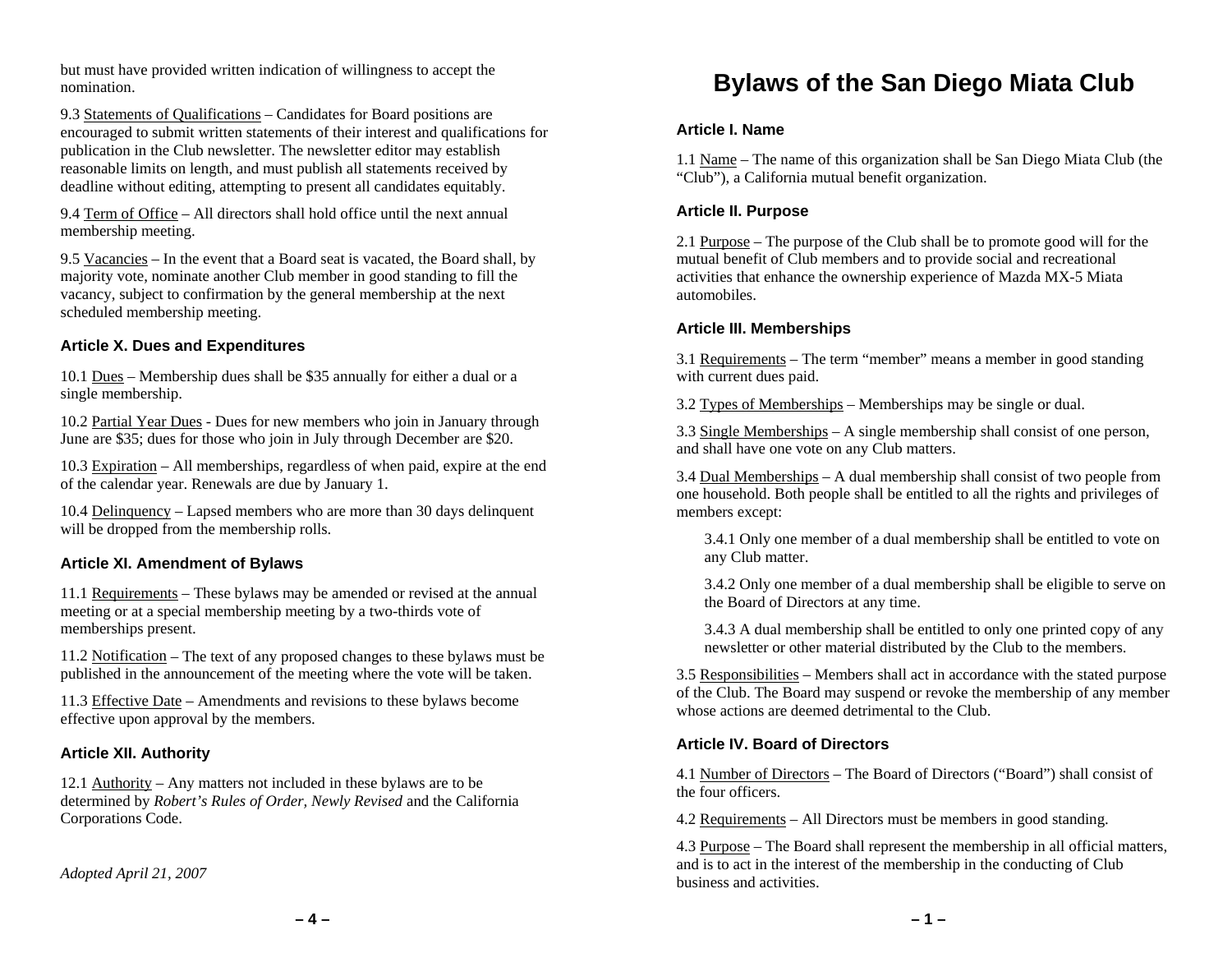but must have provided written indication of willingness to accept the nomination.

9.3 Statements of Qualifications – Candidates for Board positions are encouraged to submit written statements of their interest and qualifications for publication in the Club newsletter. The newsletter editor may establish reasonable limits on length, and must publish all statements received by deadline without editing, attempting to present all candidates equitably.

9.4 Term of Office – All directors shall hold office until the next annual membership meeting.

9.5 Vacancies – In the event that a Board seat is vacated, the Board shall, by majority vote, nominate another Club member in good standing to fill the vacancy, subject to confirmation by the general membership at the next scheduled membership meeting.

### Article X. Dues and Expenditures

10.1 Dues – Membership dues shall be $35 annually for either a dual or a single membership.

10.2 Partial Year Dues - Dues for new members who join in January through June are $35; dues for those who join in July through December are $20.

10.3 Expiration – All memberships, regardless of when paid, expire at the end of the calendar year. Renewals are due by January 1.

10.4 Delinquency – Lapsed members who are more than 30 days delinquent will be dropped from the membership rolls.

### Article XI. Amendment of Bylaws

11.1 Requirements – These bylaws may be amended or revised at the annual meeting or at a special membership meeting by a two-thirds vote of memberships present.

11.2 Notification – The text of any proposed changes to these bylaws must be published in the announcement of the meeting where the vote will be taken.

11.3 Effective Date – Amendments and revisions to these bylaws become effective upon approval by the members.

### Article XII. Authority

12.1 Authority – Any matters not included in these bylaws are to be determined by *Robert's Rules of Order, Newly Revised* and the California Corporations Code.

*Adopted April 21, 2007*

# Bylaws of the San Diego Miata Club

### Article I. Name

1.1 Name – The name of this organization shall be San Diego Miata Club (the "Club"), a California mutual benefit organization.

### Article II. Purpose

2.1 Purpose – The purpose of the Club shall be to promote good will for the mutual benefit of Club members and to provide social and recreational activities that enhance the ownership experience of Mazda MX-5 Miata automobiles.

### Article III. Memberships

3.1 Requirements – The term "member" means a member in good standing with current dues paid.

3.2 Types of Memberships – Memberships may be single or dual.

3.3 Single Memberships – A single membership shall consist of one person, and shall have one vote on any Club matters.

3.4 Dual Memberships – A dual membership shall consist of two people from one household. Both people shall be entitled to all the rights and privileges of members except:

3.4.1 Only one member of a dual membership shall be entitled to vote on any Club matter.

3.4.2 Only one member of a dual membership shall be eligible to serve on the Board of Directors at any time.

3.4.3 A dual membership shall be entitled to only one printed copy of any newsletter or other material distributed by the Club to the members.

3.5 Responsibilities – Members shall act in accordance with the stated purpose of the Club. The Board may suspend or revoke the membership of any member whose actions are deemed detrimental to the Club.

### Article IV. Board of Directors

4.1 Number of Directors – The Board of Directors ("Board") shall consist of the four officers.

4.2 Requirements – All Directors must be members in good standing.

4.3 Purpose – The Board shall represent the membership in all official matters, and is to act in the interest of the membership in the conducting of Club business and activities.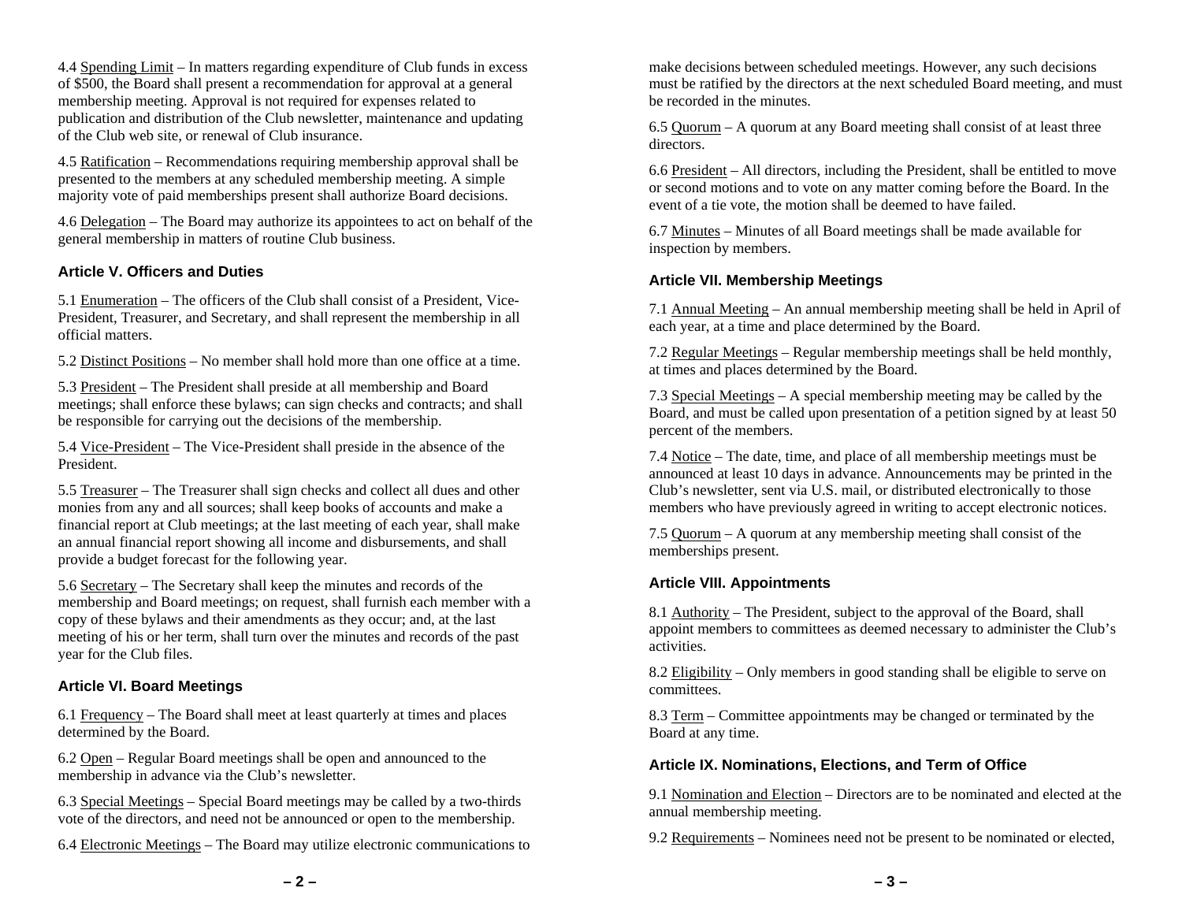4.4 Spending Limit – In matters regarding expenditure of Club funds in excess of $500, the Board shall present a recommendation for approval at a general membership meeting. Approval is not required for expenses related to publication and distribution of the Club newsletter, maintenance and updating of the Club web site, or renewal of Club insurance.

4.5 Ratification – Recommendations requiring membership approval shall be presented to the members at any scheduled membership meeting. A simple majority vote of paid memberships present shall authorize Board decisions.

4.6 Delegation – The Board may authorize its appointees to act on behalf of the general membership in matters of routine Club business.

### Article V. Officers and Duties

5.1 Enumeration – The officers of the Club shall consist of a President, Vice-President, Treasurer, and Secretary, and shall represent the membership in all official matters.

5.2 Distinct Positions – No member shall hold more than one office at a time.

5.3 President – The President shall preside at all membership and Board meetings; shall enforce these bylaws; can sign checks and contracts; and shall be responsible for carrying out the decisions of the membership.

5.4 Vice-President – The Vice-President shall preside in the absence of the President.

5.5 Treasurer – The Treasurer shall sign checks and collect all dues and other monies from any and all sources; shall keep books of accounts and make a financial report at Club meetings; at the last meeting of each year, shall make an annual financial report showing all income and disbursements, and shall provide a budget forecast for the following year.

5.6 Secretary – The Secretary shall keep the minutes and records of the membership and Board meetings; on request, shall furnish each member with a copy of these bylaws and their amendments as they occur; and, at the last meeting of his or her term, shall turn over the minutes and records of the past year for the Club files.

### Article VI. Board Meetings

6.1 Frequency – The Board shall meet at least quarterly at times and places determined by the Board.

6.2 Open – Regular Board meetings shall be open and announced to the membership in advance via the Club's newsletter.

6.3 Special Meetings – Special Board meetings may be called by a two-thirds vote of the directors, and need not be announced or open to the membership.

6.4 Electronic Meetings – The Board may utilize electronic communications to make decisions between scheduled meetings. However, any such decisions must be ratified by the directors at the next scheduled Board meeting, and must be recorded in the minutes.

6.5 Quorum – A quorum at any Board meeting shall consist of at least three directors.

6.6 President – All directors, including the President, shall be entitled to move or second motions and to vote on any matter coming before the Board. In the event of a tie vote, the motion shall be deemed to have failed.

6.7 Minutes – Minutes of all Board meetings shall be made available for inspection by members.

### Article VII. Membership Meetings

7.1 Annual Meeting – An annual membership meeting shall be held in April of each year, at a time and place determined by the Board.

7.2 Regular Meetings – Regular membership meetings shall be held monthly, at times and places determined by the Board.

7.3 Special Meetings – A special membership meeting may be called by the Board, and must be called upon presentation of a petition signed by at least 50 percent of the members.

7.4 Notice – The date, time, and place of all membership meetings must be announced at least 10 days in advance. Announcements may be printed in the Club's newsletter, sent via U.S. mail, or distributed electronically to those members who have previously agreed in writing to accept electronic notices.

7.5 Quorum – A quorum at any membership meeting shall consist of the memberships present.

### Article VIII. Appointments

8.1 Authority – The President, subject to the approval of the Board, shall appoint members to committees as deemed necessary to administer the Club's activities.

8.2 Eligibility – Only members in good standing shall be eligible to serve on committees.

8.3 Term – Committee appointments may be changed or terminated by the Board at any time.

### Article IX. Nominations, Elections, and Term of Office

9.1 Nomination and Election – Directors are to be nominated and elected at the annual membership meeting.

9.2 Requirements – Nominees need not be present to be nominated or elected,